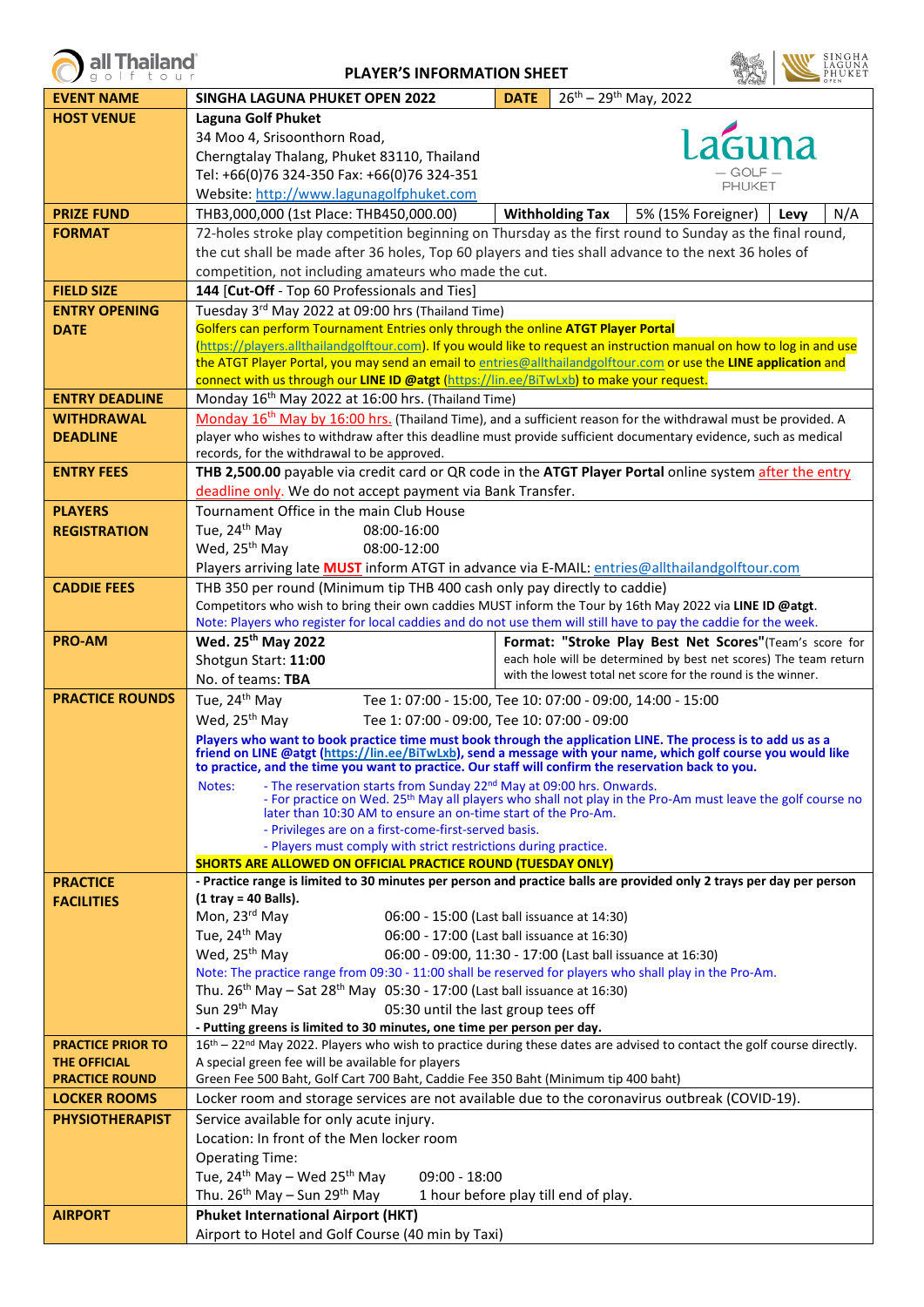# PLAYER'S INFORMATION SHEET

| | | | |
|---|---|---|---|
| **EVENT NAME** | **SINGHA LAGUNA PHUKET OPEN 2022** | **DATE** | 26th – 29th May, 2022 |
| **HOST VENUE** | **Laguna Golf Phuket**<br>34 Moo 4, Srisoonthorn Road,<br>Cherngtalay Thalang, Phuket 83110, Thailand<br>Tel: +66(0)76 324-350 Fax: +66(0)76 324-351<br>Website: http://www.lagunagolfphuket.com | | |
| **PRIZE FUND** | THB3,000,000 (1st Place: THB450,000.00) | **Withholding Tax** | 5% (15% Foreigner) **Levy** N/A |
| **FORMAT** | 72-holes stroke play competition beginning on Thursday as the first round to Sunday as the final round, the cut shall be made after 36 holes, Top 60 players and ties shall advance to the next 36 holes of competition, not including amateurs who made the cut. | | |
| **FIELD SIZE** | **144** [**Cut-Off** - Top 60 Professionals and Ties] | | |
| **ENTRY OPENING DATE** | Tuesday 3rd May 2022 at 09:00 hrs (Thailand Time)<br>Golfers can perform Tournament Entries only through the online **ATGT Player Portal** (https://players.allthailandgolftour.com). If you would like to request an instruction manual on how to log in and use the ATGT Player Portal, you may send an email to entries@allthailandgolftour.com or use the **LINE application** and connect with us through our **LINE ID @atgt** (https://lin.ee/BiTwLxb) to make your request. | | |
| **ENTRY DEADLINE** | Monday 16th May 2022 at 16:00 hrs. (Thailand Time) | | |
| **WITHDRAWAL DEADLINE** | Monday 16th May by 16:00 hrs. (Thailand Time), and a sufficient reason for the withdrawal must be provided. A player who wishes to withdraw after this deadline must provide sufficient documentary evidence, such as medical records, for the withdrawal to be approved. | | |
| **ENTRY FEES** | **THB 2,500.00** payable via credit card or QR code in the **ATGT Player Portal** online system after the entry deadline only. We do not accept payment via Bank Transfer. | | |
| **PLAYERS REGISTRATION** | Tournament Office in the main Club House<br>Tue, 24th May 08:00-16:00<br>Wed, 25th May 08:00-12:00<br>Players arriving late **MUST** inform ATGT in advance via E-MAIL: entries@allthailandgolftour.com | | |
| **CADDIE FEES** | THB 350 per round (Minimum tip THB 400 cash only pay directly to caddie)<br>Competitors who wish to bring their own caddies MUST inform the Tour by 16th May 2022 via **LINE ID @atgt**.<br>Note: Players who register for local caddies and do not use them will still have to pay the caddie for the week. | | |
| **PRO-AM** | **Wed. 25th May 2022**<br>Shotgun Start: **11:00**<br>No. of teams: **TBA** | **Format: "Stroke Play Best Net Scores"**(Team's score for each hole will be determined by best net scores) The team return with the lowest total net score for the round is the winner. | |
| **PRACTICE ROUNDS** | Tue, 24th May Tee 1: 07:00 - 15:00, Tee 10: 07:00 - 09:00, 14:00 - 15:00<br>Wed, 25th May Tee 1: 07:00 - 09:00, Tee 10: 07:00 - 09:00<br>**Players who want to book practice time must book through the application LINE. The process is to add us as a friend on LINE @atgt (https://lin.ee/BiTwLxb), send a message with your name, which golf course you would like to practice, and the time you want to practice. Our staff will confirm the reservation back to you.**<br>Notes: - The reservation starts from Sunday 22nd May at 09:00 hrs. Onwards.<br>- For practice on Wed. 25th May all players who shall not play in the Pro-Am must leave the golf course no later than 10:30 AM to ensure an on-time start of the Pro-Am.<br>- Privileges are on a first-come-first-served basis.<br>- Players must comply with strict restrictions during practice.<br>**SHORTS ARE ALLOWED ON OFFICIAL PRACTICE ROUND (TUESDAY ONLY)** | | |
| **PRACTICE FACILITIES** | **- Practice range is limited to 30 minutes per person and practice balls are provided only 2 trays per day per person (1 tray = 40 Balls).**<br>Mon, 23rd May 06:00 - 15:00 (Last ball issuance at 14:30)<br>Tue, 24th May 06:00 - 17:00 (Last ball issuance at 16:30)<br>Wed, 25th May 06:00 - 09:00, 11:30 - 17:00 (Last ball issuance at 16:30)<br>Note: The practice range from 09:30 - 11:00 shall be reserved for players who shall play in the Pro-Am.<br>Thu. 26th May – Sat 28th May 05:30 - 17:00 (Last ball issuance at 16:30)<br>Sun 29th May 05:30 until the last group tees off<br>**- Putting greens is limited to 30 minutes, one time per person per day.** | | |
| **PRACTICE PRIOR TO THE OFFICIAL PRACTICE ROUND** | 16th – 22nd May 2022. Players who wish to practice during these dates are advised to contact the golf course directly. A special green fee will be available for players<br>Green Fee 500 Baht, Golf Cart 700 Baht, Caddie Fee 350 Baht (Minimum tip 400 baht) | | |
| **LOCKER ROOMS** | Locker room and storage services are not available due to the coronavirus outbreak (COVID-19). | | |
| **PHYSIOTHERAPIST** | Service available for only acute injury.<br>Location: In front of the Men locker room<br>Operating Time:<br>Tue, 24th May – Wed 25th May 09:00 - 18:00<br>Thu. 26th May – Sun 29th May 1 hour before play till end of play. | | |
| **AIRPORT** | **Phuket International Airport (HKT)**<br>Airport to Hotel and Golf Course (40 min by Taxi) | | |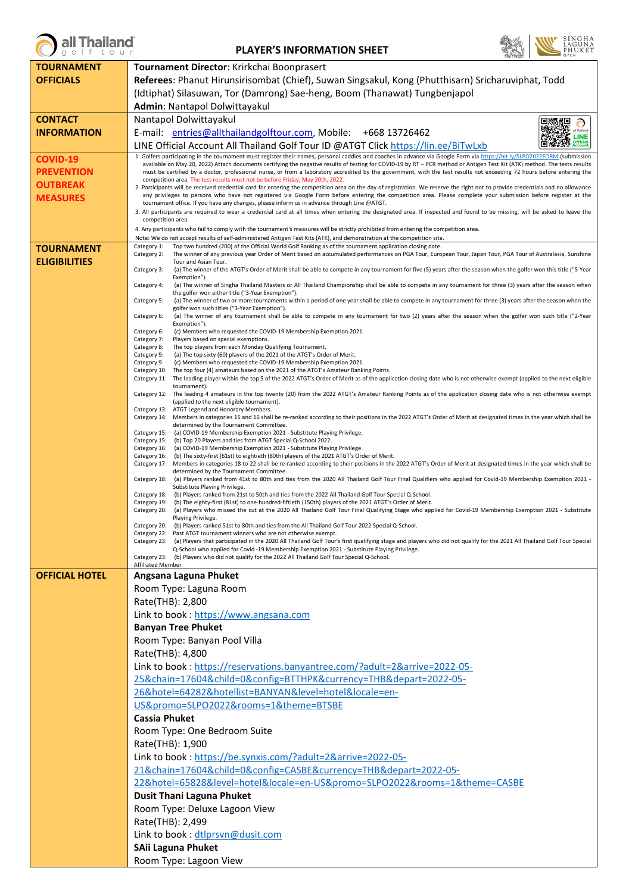# PLAYER'S INFORMATION SHEET

| | |
|---|---|
| **TOURNAMENT OFFICIALS** | **Tournament Director**: Krirkchai Boonprasert<br>**Referees**: Phanut Hirunsirisombat (Chief), Suwan Singsakul, Kong (Phutthisarn) Sricharuviphat, Todd (Idtiphat) Silasuwan, Tor (Damrong) Sae-heng, Boom (Thanawat) Tungbenjapol<br>**Admin**: Nantapol Dolwittayakul |
| **CONTACT INFORMATION** | Nantapol Dolwittayakul<br>E-mail: entries@allthailandgolftour.com, Mobile: +668 13726462<br>LINE Official Account All Thailand Golf Tour ID @ATGT Click https://lin.ee/BiTwLxb |
| **COVID-19 PREVENTION OUTBREAK MEASURES** | 1. Golfers participating in the tournament must register their names, personal caddies and coaches in advance via Google Form via https://bit.ly/SLPO2022FORM (submission available on May 20, 2022) Attach documents certifying the negative results of testing for COVID-19 by RT – PCR method or Antigen Test Kit (ATK) method. The tests results must be certified by a doctor, professional nurse, or from a laboratory accredited by the government, with the test results not exceeding 72 hours before entering the competition area. The test results must not be before Friday, May 20th, 2022.<br>2. Participants will be received credential card for entering the competition area on the day of registration. We reserve the right not to provide credentials and no allowance any privileges to persons who have not registered via Google Form before entering the competition area. Please complete your submission before register at the tournament office. If you have any changes, please inform us in advance through Line @ATGT.<br>3. All participants are required to wear a credential card at all times when entering the designated area. If inspected and found to be missing, will be asked to leave the competition area.<br>4. Any participants who fail to comply with the tournament's measures will be strictly prohibited from entering the competition area.<br>Note: We do not accept results of self-administered Antigen Test Kits (ATK), and demonstration at the competition site. |
| **TOURNAMENT ELIGIBILITIES** | Category 1: Top two hundred (200) of the Official World Golf Ranking as of the tournament application closing date.<br>Category 2: The winner of any previous year Order of Merit based on accumulated performances on PGA Tour, European Tour, Japan Tour, PGA Tour of Australasia, Sunshine Tour and Asian Tour.<br>Category 3: (a) The winner of the ATGT's Order of Merit shall be able to compete in any tournament for five (5) years after the season when the golfer won this title ("5-Year Exemption").<br>Category 4: (a) The winner of Singha Thailand Masters or All Thailand Championship shall be able to compete in any tournament for three (3) years after the season when the golfer won either title ("3-Year Exemption").<br>Category 5: (a) The winner of two or more tournaments within a period of one year shall be able to compete in any tournament for three (3) years after the season when the golfer won such titles ("3-Year Exemption").<br>Category 6: (a) The winner of any tournament shall be able to compete in any tournament for two (2) years after the season when the golfer won such title ("2-Year Exemption").<br>Category 6: (c) Members who requested the COVID-19 Membership Exemption 2021.<br>Category 7: Players based on special exemptions.<br>Category 8: The top players from each Monday Qualifying Tournament.<br>Category 9: (a) The top sixty (60) players of the 2021 of the ATGT's Order of Merit.<br>Category 9 (c) Members who requested the COVID-19 Membership Exemption 2021.<br>Category 10: The top four (4) amateurs based on the 2021 of the ATGT's Amateur Ranking Points.<br>Category 11: The leading player within the top 5 of the 2022 ATGT's Order of Merit as of the application closing date who is not otherwise exempt (applied to the next eligible tournament).<br>Category 12: The leading 4 amateurs in the top twenty (20) from the 2022 ATGT's Amateur Ranking Points as of the application closing date who is not otherwise exempt (applied to the next eligible tournament).<br>Category 13: ATGT Legend and Honorary Members.<br>Category 14: Members in categories 15 and 16 shall be re-ranked according to their positions in the 2022 ATGT's Order of Merit at designated times in the year which shall be determined by the Tournament Committee.<br>Category 15: (a) COVID-19 Membership Exemption 2021 - Substitute Playing Privilege.<br>Category 15: (b) Top 20 Players and ties from ATGT Special Q-School 2022.<br>Category 16: (a) COVID-19 Membership Exemption 2021 - Substitute Playing Privilege.<br>Category 16: (b) The sixty-first (61st) to eightieth (80th) players of the 2021 ATGT's Order of Merit.<br>Category 17: Members in categories 18 to 22 shall be re-ranked according to their positions in the 2022 ATGT's Order of Merit at designated times in the year which shall be determined by the Tournament Committee.<br>Category 18: (a) Players ranked from 41st to 80th and ties from the 2020 All Thailand Golf Tour Final Qualifiers who applied for Covid-19 Membership Exemption 2021 - Substitute Playing Privilege.<br>Category 18: (b) Players ranked from 21st to 50th and ties from the 2022 All Thailand Golf Tour Special Q-School.<br>Category 19: (b) The eighty-first (81st) to one-hundred-fiftieth (150th) players of the 2021 ATGT's Order of Merit.<br>Category 20: (a) Players who missed the cut at the 2020 All Thailand Golf Tour Final Qualifying Stage who applied for Covid-19 Membership Exemption 2021 - Substitute Playing Privilege.<br>Category 20: (b) Players ranked 51st to 80th and ties from the All Thailand Golf Tour 2022 Special Q-School.<br>Category 22: Past ATGT tournament winners who are not otherwise exempt.<br>Category 23: (a) Players that participated in the 2020 All Thailand Golf Tour's first qualifying stage and players who did not qualify for the 2021 All Thailand Golf Tour Special Q-School who applied for Covid -19 Membership Exemption 2021 - Substitute Playing Privilege.<br>Category 23: (b) Players who did not qualify for the 2022 All Thailand Golf Tour Special Q-School.<br>Affiliated Member |
| **OFFICIAL HOTEL** | **Angsana Laguna Phuket**<br>Room Type: Laguna Room<br>Rate(THB): 2,800<br>Link to book : https://www.angsana.com<br>**Banyan Tree Phuket**<br>Room Type: Banyan Pool Villa<br>Rate(THB): 4,800<br>Link to book : https://reservations.banyantree.com/?adult=2&arrive=2022-05-25&chain=17604&child=0&config=BTTHPK&currency=THB&depart=2022-05-26&hotel=64282&hotellist=BANYAN&level=hotel&locale=en-US&promo=SLPO2022&rooms=1&theme=BTSBE<br>**Cassia Phuket**<br>Room Type: One Bedroom Suite<br>Rate(THB): 1,900<br>Link to book : https://be.synxis.com/?adult=2&arrive=2022-05-21&chain=17604&child=0&config=CASBE&currency=THB&depart=2022-05-22&hotel=65828&level=hotel&locale=en-US&promo=SLPO2022&rooms=1&theme=CASBE<br>**Dusit Thani Laguna Phuket**<br>Room Type: Deluxe Lagoon View<br>Rate(THB): 2,499<br>Link to book : dtlprsvn@dusit.com<br>**SAii Laguna Phuket**<br>Room Type: Lagoon View |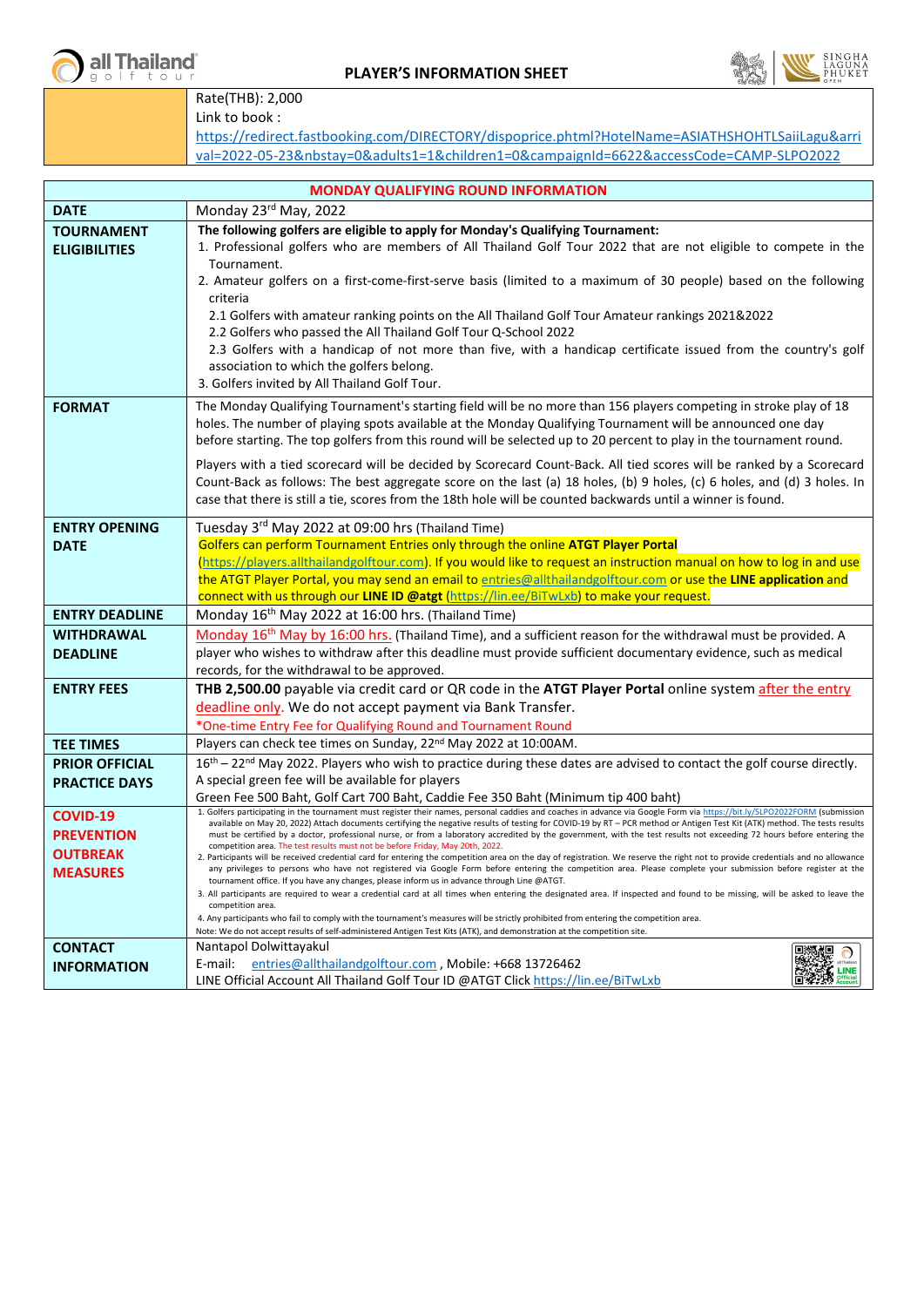| | |
|---|---|
| | Rate(THB): 2,000<br>Link to book :<br>https://redirect.fastbooking.com/DIRECTORY/dispoprice.phtml?HotelName=ASIATHSHOHTLSaiiLagu&arrival=2022-05-23&nbstay=0&adults1=1&children1=0&campaignId=6622&accessCode=CAMP-SLPO2022 |

| MONDAY QUALIFYING ROUND INFORMATION | |
|---|---|
| **DATE** | Monday 23rd May, 2022 |
| **TOURNAMENT ELIGIBILITIES** | **The following golfers are eligible to apply for Monday's Qualifying Tournament:**<br>1. Professional golfers who are members of All Thailand Golf Tour 2022 that are not eligible to compete in the Tournament.<br>2. Amateur golfers on a first-come-first-serve basis (limited to a maximum of 30 people) based on the following criteria<br>2.1 Golfers with amateur ranking points on the All Thailand Golf Tour Amateur rankings 2021&2022<br>2.2 Golfers who passed the All Thailand Golf Tour Q-School 2022<br>2.3 Golfers with a handicap of not more than five, with a handicap certificate issued from the country's golf association to which the golfers belong.<br>3. Golfers invited by All Thailand Golf Tour. |
| **FORMAT** | The Monday Qualifying Tournament's starting field will be no more than 156 players competing in stroke play of 18 holes. The number of playing spots available at the Monday Qualifying Tournament will be announced one day before starting. The top golfers from this round will be selected up to 20 percent to play in the tournament round.<br><br>Players with a tied scorecard will be decided by Scorecard Count-Back. All tied scores will be ranked by a Scorecard Count-Back as follows: The best aggregate score on the last (a) 18 holes, (b) 9 holes, (c) 6 holes, and (d) 3 holes. In case that there is still a tie, scores from the 18th hole will be counted backwards until a winner is found. |
| **ENTRY OPENING DATE** | Tuesday 3rd May 2022 at 09:00 hrs (Thailand Time)<br>Golfers can perform Tournament Entries only through the online **ATGT Player Portal** (https://players.allthailandgolftour.com). If you would like to request an instruction manual on how to log in and use the ATGT Player Portal, you may send an email to entries@allthailandgolftour.com or use the **LINE application** and connect with us through our **LINE ID @atgt** (https://lin.ee/BiTwLxb) to make your request. |
| **ENTRY DEADLINE** | Monday 16th May 2022 at 16:00 hrs. (Thailand Time) |
| **WITHDRAWAL DEADLINE** | Monday 16th May by 16:00 hrs. (Thailand Time), and a sufficient reason for the withdrawal must be provided. A player who wishes to withdraw after this deadline must provide sufficient documentary evidence, such as medical records, for the withdrawal to be approved. |
| **ENTRY FEES** | **THB 2,500.00** payable via credit card or QR code in the **ATGT Player Portal** online system after the entry deadline only. We do not accept payment via Bank Transfer.<br>*One-time Entry Fee for Qualifying Round and Tournament Round |
| **TEE TIMES** | Players can check tee times on Sunday, 22nd May 2022 at 10:00AM. |
| **PRIOR OFFICIAL PRACTICE DAYS** | 16th – 22nd May 2022. Players who wish to practice during these dates are advised to contact the golf course directly.<br>A special green fee will be available for players<br>Green Fee 500 Baht, Golf Cart 700 Baht, Caddie Fee 350 Baht (Minimum tip 400 baht) |
| **COVID-19 PREVENTION OUTBREAK MEASURES** | 1. Golfers participating in the tournament must register their names, personal caddies and coaches in advance via Google Form via https://bit.ly/SLPO2022FORM (submission available on May 20, 2022) Attach documents certifying the negative results of testing for COVID-19 by RT – PCR method or Antigen Test Kit (ATK) method. The tests results must be certified by a doctor, professional nurse, or from a laboratory accredited by the government, with the test results not exceeding 72 hours before entering the competition area. The test results must not be before Friday, May 20th, 2022.<br>2. Participants will be received credential card for entering the competition area on the day of registration. We reserve the right not to provide credentials and no allowance any privileges to persons who have not registered via Google Form before entering the competition area. Please complete your submission before register at the tournament office. If you have any changes, please inform us in advance through Line @ATGT.<br>3. All participants are required to wear a credential card at all times when entering the designated area. If inspected and found to be missing, will be asked to leave the competition area.<br>4. Any participants who fail to comply with the tournament's measures will be strictly prohibited from entering the competition area.<br>Note: We do not accept results of self-administered Antigen Test Kits (ATK), and demonstration at the competition site. |
| **CONTACT INFORMATION** | Nantapol Dolwittayakul<br>E-mail: entries@allthailandgolftour.com , Mobile: +668 13726462<br>LINE Official Account All Thailand Golf Tour ID @ATGT Click https://lin.ee/BiTwLxb |